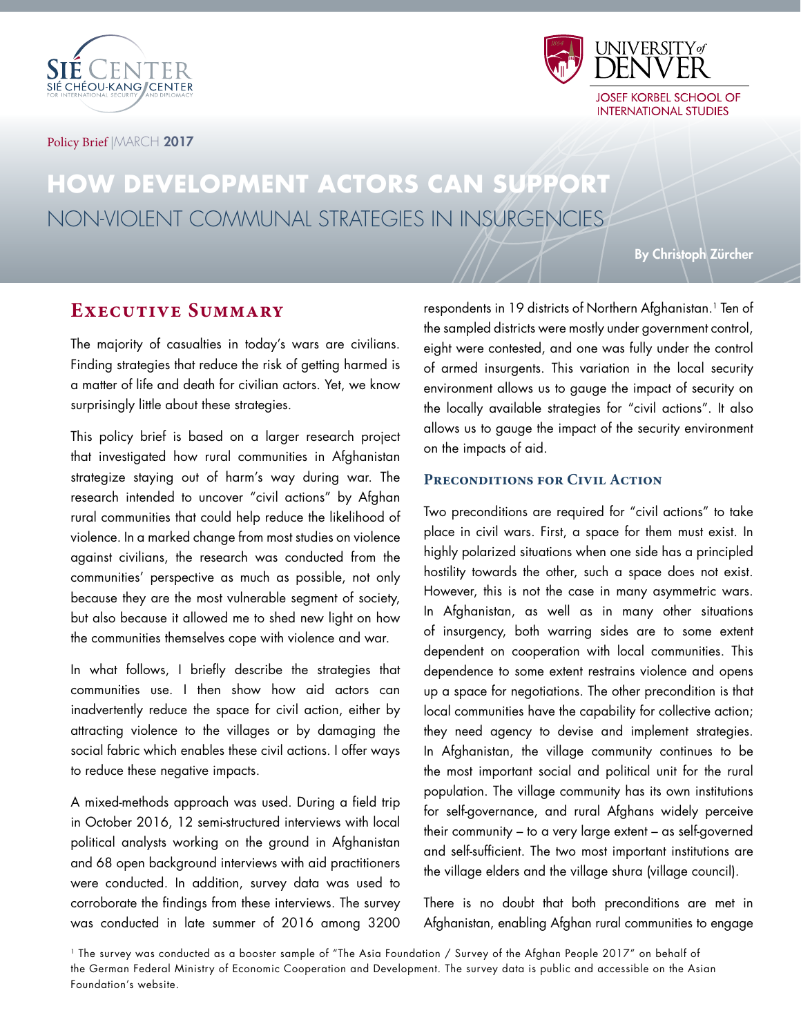Policy Brief | MARCH **2017**

# HOW DEVELOPMENT ACTORS CAN SUPPORT NON-VIOLENT COMMUNAL STRATEGIES IN INSURGENCIES

**By Christoph Zürcher**

## Executive Summary

The majority of casualties in today's wars are civilians. Finding strategies that reduce the risk of getting harmed is a matter of life and death for civilian actors. Yet, we know surprisingly little about these strategies.

This policy brief is based on a larger research project that investigated how rural communities in Afghanistan strategize staying out of harm's way during war. The research intended to uncover "civil actions" by Afghan rural communities that could help reduce the likelihood of violence. In a marked change from most studies on violence against civilians, the research was conducted from the communities' perspective as much as possible, not only because they are the most vulnerable segment of society, but also because it allowed me to shed new light on how the communities themselves cope with violence and war.

In what follows, I briefly describe the strategies that communities use. I then show how aid actors can inadvertently reduce the space for civil action, either by attracting violence to the villages or by damaging the social fabric which enables these civil actions. I offer ways to reduce these negative impacts.

A mixed-methods approach was used. During a field trip in October 2016, 12 semi-structured interviews with local political analysts working on the ground in Afghanistan and 68 open background interviews with aid practitioners were conducted. In addition, survey data was used to corroborate the findings from these interviews. The survey was conducted in late summer of 2016 among 3200 respondents in 19 districts of Northern Afghanistan.[1] Ten of the sampled districts were mostly under government control, eight were contested, and one was fully under the control of armed insurgents. This variation in the local security environment allows us to gauge the impact of security on the locally available strategies for "civil actions". It also allows us to gauge the impact of the security environment on the impacts of aid.

### Preconditions for Civil Action

Two preconditions are required for "civil actions" to take place in civil wars. First, a space for them must exist. In highly polarized situations when one side has a principled hostility towards the other, such a space does not exist. However, this is not the case in many asymmetric wars. In Afghanistan, as well as in many other situations of insurgency, both warring sides are to some extent dependent on cooperation with local communities. This dependence to some extent restrains violence and opens up a space for negotiations. The other precondition is that local communities have the capability for collective action; they need agency to devise and implement strategies. In Afghanistan, the village community continues to be the most important social and political unit for the rural population. The village community has its own institutions for self-governance, and rural Afghans widely perceive their community – to a very large extent – as self-governed and self-sufficient. The two most important institutions are the village elders and the village shura (village council).

There is no doubt that both preconditions are met in Afghanistan, enabling Afghan rural communities to engage

[1] The survey was conducted as a booster sample of "The Asia Foundation / Survey of the Afghan People 2017" on behalf of the German Federal Ministry of Economic Cooperation and Development. The survey data is public and accessible on the Asian Foundation's website.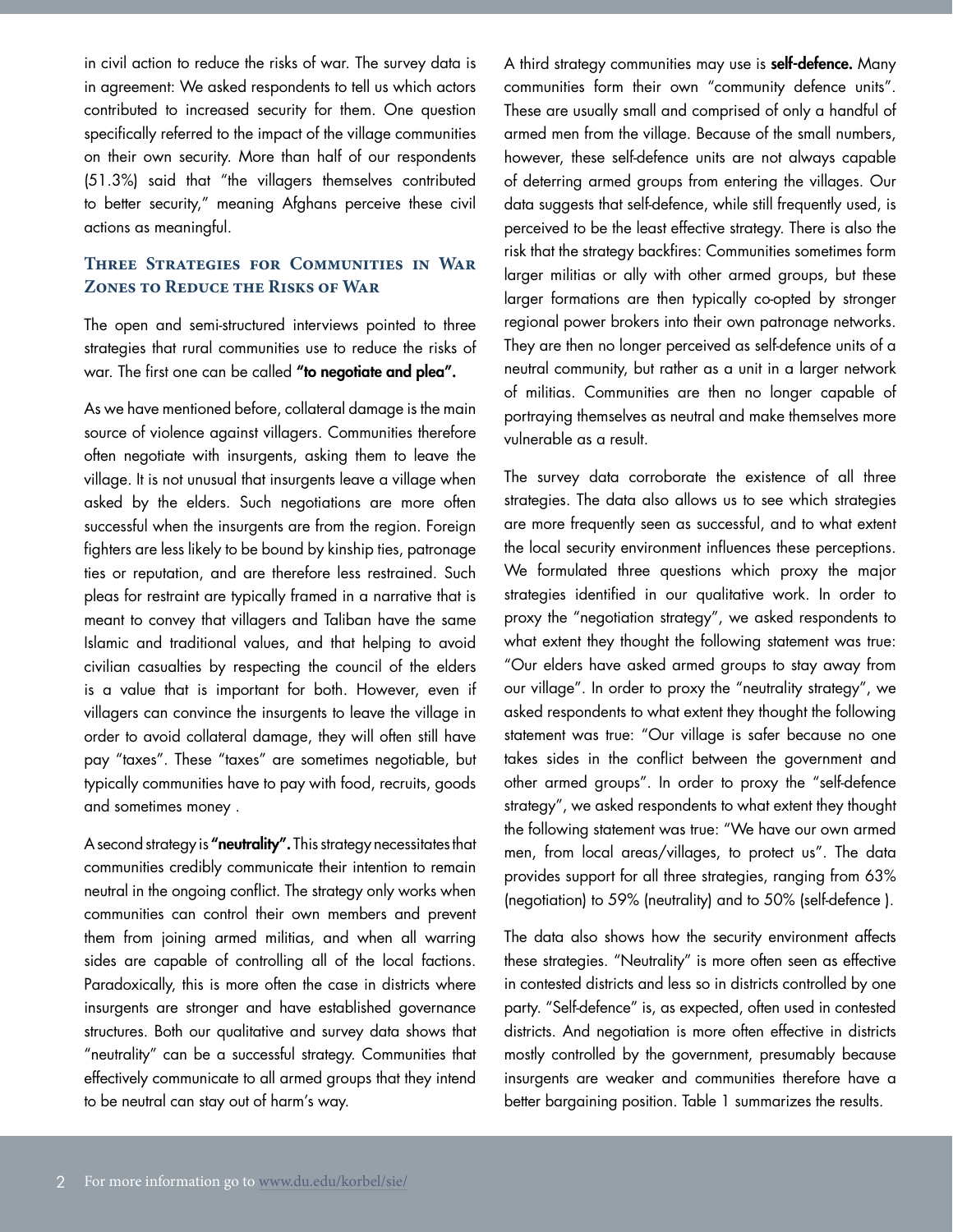in civil action to reduce the risks of war. The survey data is in agreement: We asked respondents to tell us which actors contributed to increased security for them. One question specifically referred to the impact of the village communities on their own security. More than half of our respondents (51.3%) said that "the villagers themselves contributed to better security," meaning Afghans perceive these civil actions as meaningful.

## Three Strategies for Communities in War Zones to Reduce the Risks of War

The open and semi-structured interviews pointed to three strategies that rural communities use to reduce the risks of war. The first one can be called **"to negotiate and plea".**

As we have mentioned before, collateral damage is the main source of violence against villagers. Communities therefore often negotiate with insurgents, asking them to leave the village. It is not unusual that insurgents leave a village when asked by the elders. Such negotiations are more often successful when the insurgents are from the region. Foreign fighters are less likely to be bound by kinship ties, patronage ties or reputation, and are therefore less restrained. Such pleas for restraint are typically framed in a narrative that is meant to convey that villagers and Taliban have the same Islamic and traditional values, and that helping to avoid civilian casualties by respecting the council of the elders is a value that is important for both. However, even if villagers can convince the insurgents to leave the village in order to avoid collateral damage, they will often still have pay "taxes". These "taxes" are sometimes negotiable, but typically communities have to pay with food, recruits, goods and sometimes money .

A second strategy is **"neutrality".** This strategy necessitates that communities credibly communicate their intention to remain neutral in the ongoing conflict. The strategy only works when communities can control their own members and prevent them from joining armed militias, and when all warring sides are capable of controlling all of the local factions. Paradoxically, this is more often the case in districts where insurgents are stronger and have established governance structures. Both our qualitative and survey data shows that "neutrality" can be a successful strategy. Communities that effectively communicate to all armed groups that they intend to be neutral can stay out of harm's way.

A third strategy communities may use is **self-defence.** Many communities form their own "community defence units". These are usually small and comprised of only a handful of armed men from the village. Because of the small numbers, however, these self-defence units are not always capable of deterring armed groups from entering the villages. Our data suggests that self-defence, while still frequently used, is perceived to be the least effective strategy. There is also the risk that the strategy backfires: Communities sometimes form larger militias or ally with other armed groups, but these larger formations are then typically co-opted by stronger regional power brokers into their own patronage networks. They are then no longer perceived as self-defence units of a neutral community, but rather as a unit in a larger network of militias. Communities are then no longer capable of portraying themselves as neutral and make themselves more vulnerable as a result.

The survey data corroborate the existence of all three strategies. The data also allows us to see which strategies are more frequently seen as successful, and to what extent the local security environment influences these perceptions. We formulated three questions which proxy the major strategies identified in our qualitative work. In order to proxy the "negotiation strategy", we asked respondents to what extent they thought the following statement was true: "Our elders have asked armed groups to stay away from our village". In order to proxy the "neutrality strategy", we asked respondents to what extent they thought the following statement was true: "Our village is safer because no one takes sides in the conflict between the government and other armed groups". In order to proxy the "self-defence strategy", we asked respondents to what extent they thought the following statement was true: "We have our own armed men, from local areas/villages, to protect us". The data provides support for all three strategies, ranging from 63% (negotiation) to 59% (neutrality) and to 50% (self-defence ).

The data also shows how the security environment affects these strategies. "Neutrality" is more often seen as effective in contested districts and less so in districts controlled by one party. "Self-defence" is, as expected, often used in contested districts. And negotiation is more often effective in districts mostly controlled by the government, presumably because insurgents are weaker and communities therefore have a better bargaining position. Table 1 summarizes the results.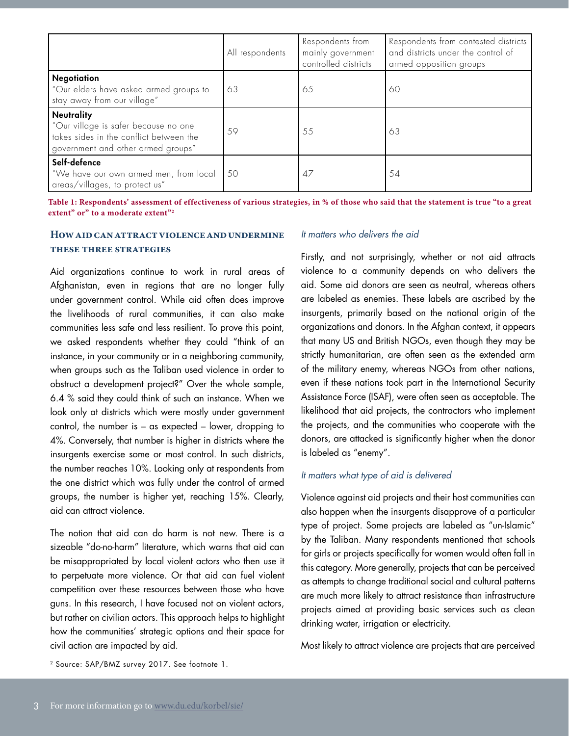| | All respondents | Respondents from mainly government controlled districts | Respondents from contested districts and districts under the control of armed opposition groups |
|---|---|---|---|
| **Negotiation** "Our elders have asked armed groups to stay away from our village" | 63 | 65 | 60 |
| **Neutrality** "Our village is safer because no one takes sides in the conflict between the government and other armed groups" | 59 | 55 | 63 |
| **Self-defence** "We have our own armed men, from local areas/villages, to protect us" | 50 | 47 | 54 |

**Table 1: Respondents' assessment of effectiveness of various strategies, in % of those who said that the statement is true "to a great extent" or" to a moderate extent"[2]**

## How aid can attract violence and undermine these three strategies

Aid organizations continue to work in rural areas of Afghanistan, even in regions that are no longer fully under government control. While aid often does improve the livelihoods of rural communities, it can also make communities less safe and less resilient. To prove this point, we asked respondents whether they could "think of an instance, in your community or in a neighboring community, when groups such as the Taliban used violence in order to obstruct a development project?" Over the whole sample, 6.4 % said they could think of such an instance. When we look only at districts which were mostly under government control, the number is – as expected – lower, dropping to 4%. Conversely, that number is higher in districts where the insurgents exercise some or most control. In such districts, the number reaches 10%. Looking only at respondents from the one district which was fully under the control of armed groups, the number is higher yet, reaching 15%. Clearly, aid can attract violence.

The notion that aid can do harm is not new. There is a sizeable "do-no-harm" literature, which warns that aid can be misappropriated by local violent actors who then use it to perpetuate more violence. Or that aid can fuel violent competition over these resources between those who have guns. In this research, I have focused not on violent actors, but rather on civilian actors. This approach helps to highlight how the communities' strategic options and their space for civil action are impacted by aid.

### *It matters who delivers the aid*

Firstly, and not surprisingly, whether or not aid attracts violence to a community depends on who delivers the aid. Some aid donors are seen as neutral, whereas others are labeled as enemies. These labels are ascribed by the insurgents, primarily based on the national origin of the organizations and donors. In the Afghan context, it appears that many US and British NGOs, even though they may be strictly humanitarian, are often seen as the extended arm of the military enemy, whereas NGOs from other nations, even if these nations took part in the International Security Assistance Force (ISAF), were often seen as acceptable. The likelihood that aid projects, the contractors who implement the projects, and the communities who cooperate with the donors, are attacked is significantly higher when the donor is labeled as "enemy".

### *It matters what type of aid is delivered*

Violence against aid projects and their host communities can also happen when the insurgents disapprove of a particular type of project. Some projects are labeled as "un-Islamic" by the Taliban. Many respondents mentioned that schools for girls or projects specifically for women would often fall in this category. More generally, projects that can be perceived as attempts to change traditional social and cultural patterns are much more likely to attract resistance than infrastructure projects aimed at providing basic services such as clean drinking water, irrigation or electricity.

Most likely to attract violence are projects that are perceived

[2] Source: SAP/BMZ survey 2017. See footnote 1.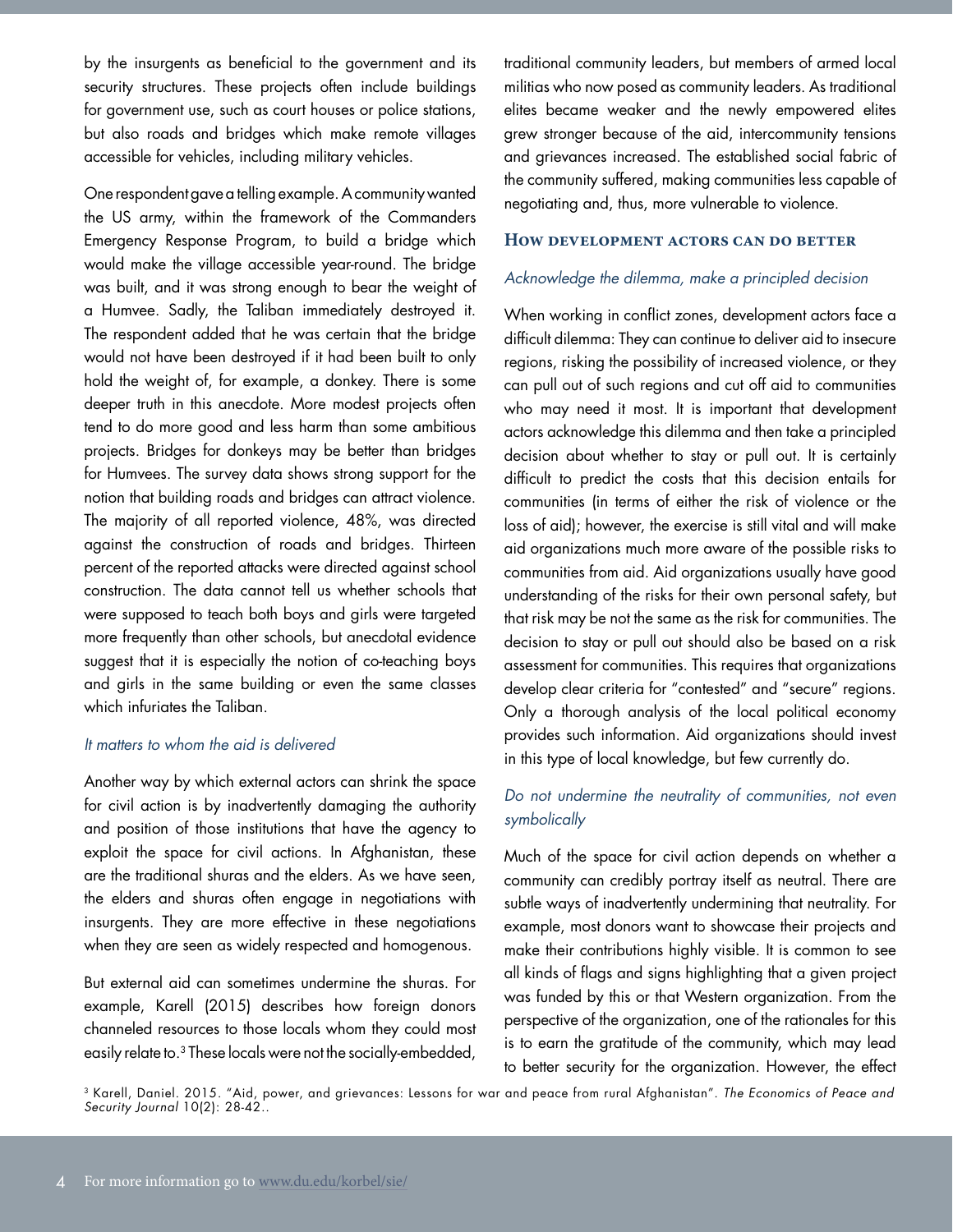by the insurgents as beneficial to the government and its security structures. These projects often include buildings for government use, such as court houses or police stations, but also roads and bridges which make remote villages accessible for vehicles, including military vehicles.

One respondent gave a telling example. A community wanted the US army, within the framework of the Commanders Emergency Response Program, to build a bridge which would make the village accessible year-round. The bridge was built, and it was strong enough to bear the weight of a Humvee. Sadly, the Taliban immediately destroyed it. The respondent added that he was certain that the bridge would not have been destroyed if it had been built to only hold the weight of, for example, a donkey. There is some deeper truth in this anecdote. More modest projects often tend to do more good and less harm than some ambitious projects. Bridges for donkeys may be better than bridges for Humvees. The survey data shows strong support for the notion that building roads and bridges can attract violence. The majority of all reported violence, 48%, was directed against the construction of roads and bridges. Thirteen percent of the reported attacks were directed against school construction. The data cannot tell us whether schools that were supposed to teach both boys and girls were targeted more frequently than other schools, but anecdotal evidence suggest that it is especially the notion of co-teaching boys and girls in the same building or even the same classes which infuriates the Taliban.

### *It matters to whom the aid is delivered*

Another way by which external actors can shrink the space for civil action is by inadvertently damaging the authority and position of those institutions that have the agency to exploit the space for civil actions. In Afghanistan, these are the traditional shuras and the elders. As we have seen, the elders and shuras often engage in negotiations with insurgents. They are more effective in these negotiations when they are seen as widely respected and homogenous.

But external aid can sometimes undermine the shuras. For example, Karell (2015) describes how foreign donors channeled resources to those locals whom they could most easily relate to.[3] These locals were not the socially-embedded, traditional community leaders, but members of armed local militias who now posed as community leaders. As traditional elites became weaker and the newly empowered elites grew stronger because of the aid, intercommunity tensions and grievances increased. The established social fabric of the community suffered, making communities less capable of negotiating and, thus, more vulnerable to violence.

## How development actors can do better

### *Acknowledge the dilemma, make a principled decision*

When working in conflict zones, development actors face a difficult dilemma: They can continue to deliver aid to insecure regions, risking the possibility of increased violence, or they can pull out of such regions and cut off aid to communities who may need it most. It is important that development actors acknowledge this dilemma and then take a principled decision about whether to stay or pull out. It is certainly difficult to predict the costs that this decision entails for communities (in terms of either the risk of violence or the loss of aid); however, the exercise is still vital and will make aid organizations much more aware of the possible risks to communities from aid. Aid organizations usually have good understanding of the risks for their own personal safety, but that risk may be not the same as the risk for communities. The decision to stay or pull out should also be based on a risk assessment for communities. This requires that organizations develop clear criteria for "contested" and "secure" regions. Only a thorough analysis of the local political economy provides such information. Aid organizations should invest in this type of local knowledge, but few currently do.

### *Do not undermine the neutrality of communities, not even symbolically*

Much of the space for civil action depends on whether a community can credibly portray itself as neutral. There are subtle ways of inadvertently undermining that neutrality. For example, most donors want to showcase their projects and make their contributions highly visible. It is common to see all kinds of flags and signs highlighting that a given project was funded by this or that Western organization. From the perspective of the organization, one of the rationales for this is to earn the gratitude of the community, which may lead to better security for the organization. However, the effect

[3] Karell, Daniel. 2015. "Aid, power, and grievances: Lessons for war and peace from rural Afghanistan". *The Economics of Peace and Security Journal* 10(2): 28-42..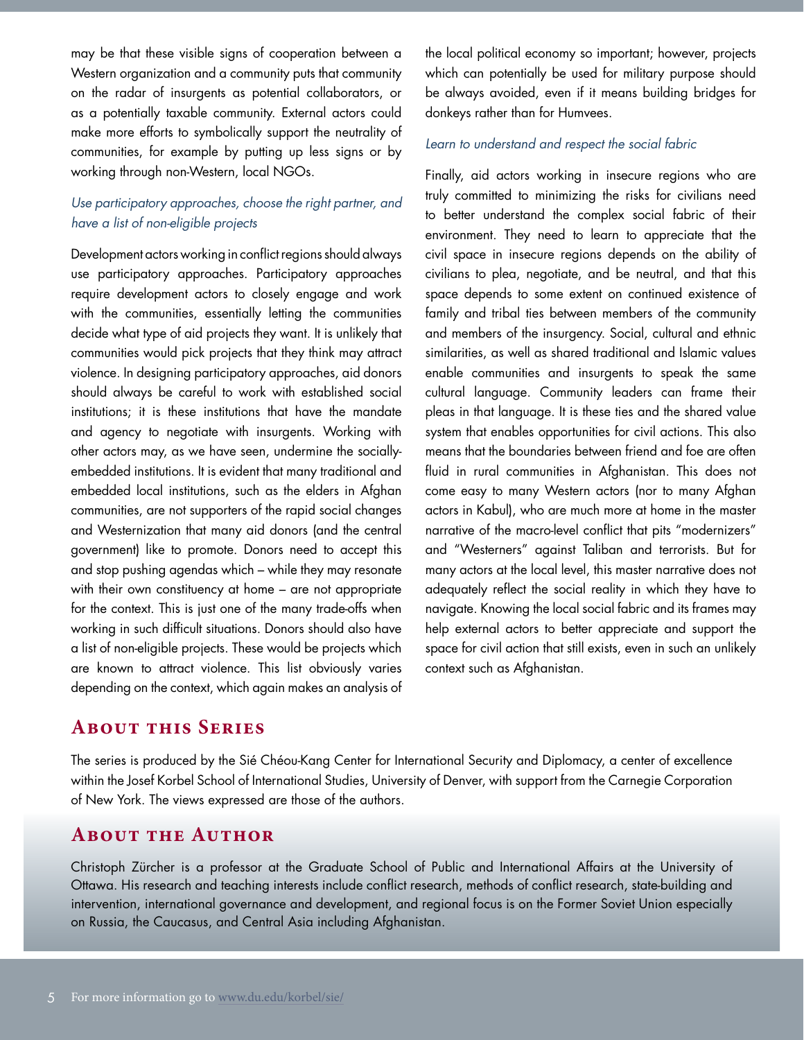may be that these visible signs of cooperation between a Western organization and a community puts that community on the radar of insurgents as potential collaborators, or as a potentially taxable community. External actors could make more efforts to symbolically support the neutrality of communities, for example by putting up less signs or by working through non-Western, local NGOs.

*Use participatory approaches, choose the right partner, and have a list of non-eligible projects*

Development actors working in conflict regions should always use participatory approaches. Participatory approaches require development actors to closely engage and work with the communities, essentially letting the communities decide what type of aid projects they want. It is unlikely that communities would pick projects that they think may attract violence. In designing participatory approaches, aid donors should always be careful to work with established social institutions; it is these institutions that have the mandate and agency to negotiate with insurgents. Working with other actors may, as we have seen, undermine the socially-embedded institutions. It is evident that many traditional and embedded local institutions, such as the elders in Afghan communities, are not supporters of the rapid social changes and Westernization that many aid donors (and the central government) like to promote. Donors need to accept this and stop pushing agendas which – while they may resonate with their own constituency at home – are not appropriate for the context. This is just one of the many trade-offs when working in such difficult situations. Donors should also have a list of non-eligible projects. These would be projects which are known to attract violence. This list obviously varies depending on the context, which again makes an analysis of the local political economy so important; however, projects which can potentially be used for military purpose should be always avoided, even if it means building bridges for donkeys rather than for Humvees.

*Learn to understand and respect the social fabric*

Finally, aid actors working in insecure regions who are truly committed to minimizing the risks for civilians need to better understand the complex social fabric of their environment. They need to learn to appreciate that the civil space in insecure regions depends on the ability of civilians to plea, negotiate, and be neutral, and that this space depends to some extent on continued existence of family and tribal ties between members of the community and members of the insurgency. Social, cultural and ethnic similarities, as well as shared traditional and Islamic values enable communities and insurgents to speak the same cultural language. Community leaders can frame their pleas in that language. It is these ties and the shared value system that enables opportunities for civil actions. This also means that the boundaries between friend and foe are often fluid in rural communities in Afghanistan. This does not come easy to many Western actors (nor to many Afghan actors in Kabul), who are much more at home in the master narrative of the macro-level conflict that pits "modernizers" and "Westerners" against Taliban and terrorists. But for many actors at the local level, this master narrative does not adequately reflect the social reality in which they have to navigate. Knowing the local social fabric and its frames may help external actors to better appreciate and support the space for civil action that still exists, even in such an unlikely context such as Afghanistan.

## About this Series

The series is produced by the Sié Chéou-Kang Center for International Security and Diplomacy, a center of excellence within the Josef Korbel School of International Studies, University of Denver, with support from the Carnegie Corporation of New York. The views expressed are those of the authors.

## About the Author

Christoph Zürcher is a professor at the Graduate School of Public and International Affairs at the University of Ottawa. His research and teaching interests include conflict research, methods of conflict research, state-building and intervention, international governance and development, and regional focus is on the Former Soviet Union especially on Russia, the Caucasus, and Central Asia including Afghanistan.

For more information go to www.du.edu/korbel/sie/